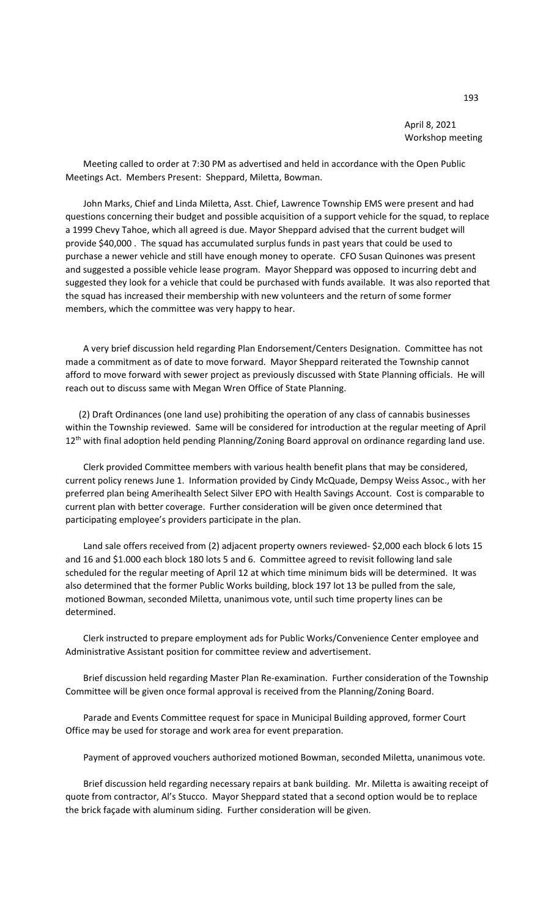April 8, 2021
Workshop meeting

Meeting called to order at 7:30 PM as advertised and held in accordance with the Open Public Meetings Act. Members Present: Sheppard, Miletta, Bowman.

John Marks, Chief and Linda Miletta, Asst. Chief, Lawrence Township EMS were present and had questions concerning their budget and possible acquisition of a support vehicle for the squad, to replace a 1999 Chevy Tahoe, which all agreed is due. Mayor Sheppard advised that the current budget will provide $40,000 . The squad has accumulated surplus funds in past years that could be used to purchase a newer vehicle and still have enough money to operate. CFO Susan Quinones was present and suggested a possible vehicle lease program. Mayor Sheppard was opposed to incurring debt and suggested they look for a vehicle that could be purchased with funds available. It was also reported that the squad has increased their membership with new volunteers and the return of some former members, which the committee was very happy to hear.

A very brief discussion held regarding Plan Endorsement/Centers Designation. Committee has not made a commitment as of date to move forward. Mayor Sheppard reiterated the Township cannot afford to move forward with sewer project as previously discussed with State Planning officials. He will reach out to discuss same with Megan Wren Office of State Planning.

(2) Draft Ordinances (one land use) prohibiting the operation of any class of cannabis businesses within the Township reviewed. Same will be considered for introduction at the regular meeting of April 12th with final adoption held pending Planning/Zoning Board approval on ordinance regarding land use.

Clerk provided Committee members with various health benefit plans that may be considered, current policy renews June 1. Information provided by Cindy McQuade, Dempsy Weiss Assoc., with her preferred plan being Amerihealth Select Silver EPO with Health Savings Account. Cost is comparable to current plan with better coverage. Further consideration will be given once determined that participating employee's providers participate in the plan.

Land sale offers received from (2) adjacent property owners reviewed- $2,000 each block 6 lots 15 and 16 and $1.000 each block 180 lots 5 and 6. Committee agreed to revisit following land sale scheduled for the regular meeting of April 12 at which time minimum bids will be determined. It was also determined that the former Public Works building, block 197 lot 13 be pulled from the sale, motioned Bowman, seconded Miletta, unanimous vote, until such time property lines can be determined.

Clerk instructed to prepare employment ads for Public Works/Convenience Center employee and Administrative Assistant position for committee review and advertisement.

Brief discussion held regarding Master Plan Re-examination. Further consideration of the Township Committee will be given once formal approval is received from the Planning/Zoning Board.

Parade and Events Committee request for space in Municipal Building approved, former Court Office may be used for storage and work area for event preparation.

Payment of approved vouchers authorized motioned Bowman, seconded Miletta, unanimous vote.

Brief discussion held regarding necessary repairs at bank building. Mr. Miletta is awaiting receipt of quote from contractor, Al's Stucco. Mayor Sheppard stated that a second option would be to replace the brick façade with aluminum siding. Further consideration will be given.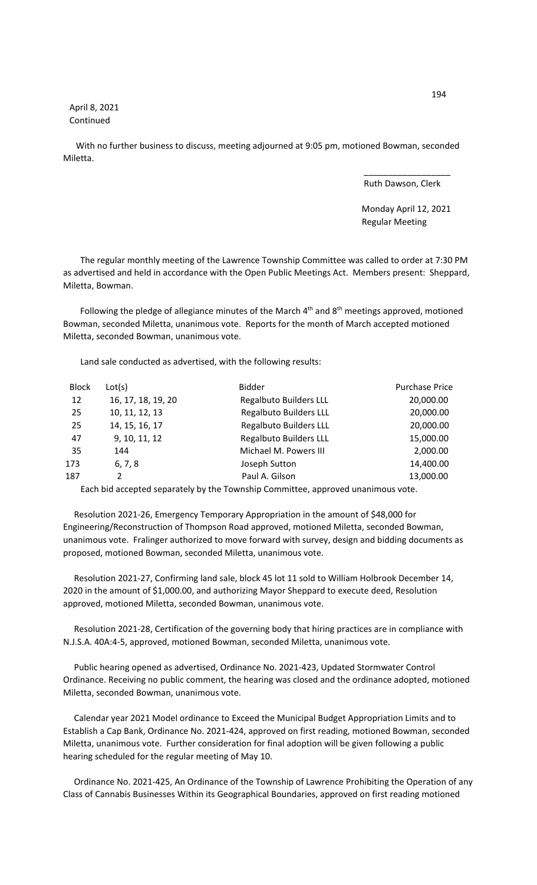April 8, 2021
Continued

With no further business to discuss, meeting adjourned at 9:05 pm, motioned Bowman, seconded Miletta.

\_\_\_\_\_\_\_\_\_\_\_\_\_\_\_\_\_\_
Ruth Dawson, Clerk

Monday April 12, 2021
Regular Meeting

The regular monthly meeting of the Lawrence Township Committee was called to order at 7:30 PM as advertised and held in accordance with the Open Public Meetings Act. Members present: Sheppard, Miletta, Bowman.

Following the pledge of allegiance minutes of the March 4th and 8th meetings approved, motioned Bowman, seconded Miletta, unanimous vote. Reports for the month of March accepted motioned Miletta, seconded Bowman, unanimous vote.

Land sale conducted as advertised, with the following results:

| Block | Lot(s) | Bidder | Purchase Price |
|---|---|---|---|
| 12 | 16, 17, 18, 19, 20 | Regalbuto Builders LLL | 20,000.00 |
| 25 | 10, 11, 12, 13 | Regalbuto Builders LLL | 20,000.00 |
| 25 | 14, 15, 16, 17 | Regalbuto Builders LLL | 20,000.00 |
| 47 | 9, 10, 11, 12 | Regalbuto Builders LLL | 15,000.00 |
| 35 | 144 | Michael M. Powers III | 2,000.00 |
| 173 | 6, 7, 8 | Joseph Sutton | 14,400.00 |
| 187 | 2 | Paul A. Gilson | 13,000.00 |

Each bid accepted separately by the Township Committee, approved unanimous vote.

Resolution 2021-26, Emergency Temporary Appropriation in the amount of $48,000 for Engineering/Reconstruction of Thompson Road approved, motioned Miletta, seconded Bowman, unanimous vote. Fralinger authorized to move forward with survey, design and bidding documents as proposed, motioned Bowman, seconded Miletta, unanimous vote.

Resolution 2021-27, Confirming land sale, block 45 lot 11 sold to William Holbrook December 14, 2020 in the amount of $1,000.00, and authorizing Mayor Sheppard to execute deed, Resolution approved, motioned Miletta, seconded Bowman, unanimous vote.

Resolution 2021-28, Certification of the governing body that hiring practices are in compliance with N.J.S.A. 40A:4-5, approved, motioned Bowman, seconded Miletta, unanimous vote.

Public hearing opened as advertised, Ordinance No. 2021-423, Updated Stormwater Control Ordinance. Receiving no public comment, the hearing was closed and the ordinance adopted, motioned Miletta, seconded Bowman, unanimous vote.

Calendar year 2021 Model ordinance to Exceed the Municipal Budget Appropriation Limits and to Establish a Cap Bank, Ordinance No. 2021-424, approved on first reading, motioned Bowman, seconded Miletta, unanimous vote. Further consideration for final adoption will be given following a public hearing scheduled for the regular meeting of May 10.

Ordinance No. 2021-425, An Ordinance of the Township of Lawrence Prohibiting the Operation of any Class of Cannabis Businesses Within its Geographical Boundaries, approved on first reading motioned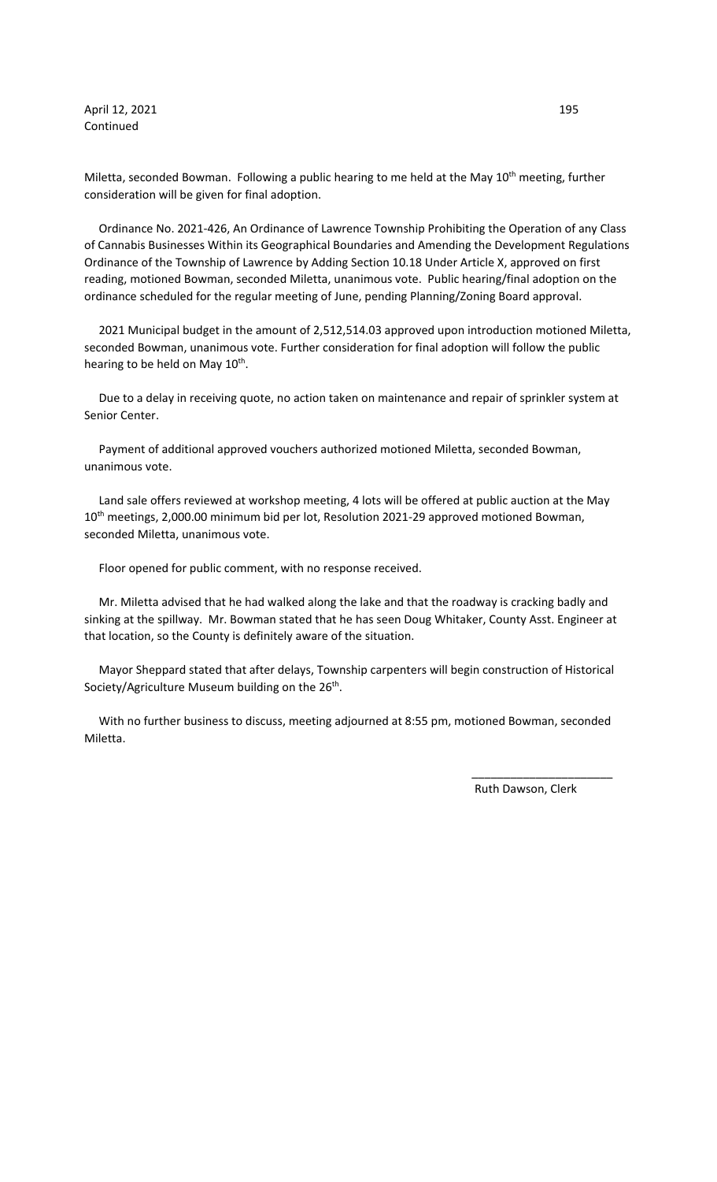April 12, 2021
Continued

Miletta, seconded Bowman. Following a public hearing to me held at the May 10th meeting, further consideration will be given for final adoption.

Ordinance No. 2021-426, An Ordinance of Lawrence Township Prohibiting the Operation of any Class of Cannabis Businesses Within its Geographical Boundaries and Amending the Development Regulations Ordinance of the Township of Lawrence by Adding Section 10.18 Under Article X, approved on first reading, motioned Bowman, seconded Miletta, unanimous vote. Public hearing/final adoption on the ordinance scheduled for the regular meeting of June, pending Planning/Zoning Board approval.

2021 Municipal budget in the amount of 2,512,514.03 approved upon introduction motioned Miletta, seconded Bowman, unanimous vote. Further consideration for final adoption will follow the public hearing to be held on May 10th.

Due to a delay in receiving quote, no action taken on maintenance and repair of sprinkler system at Senior Center.

Payment of additional approved vouchers authorized motioned Miletta, seconded Bowman, unanimous vote.

Land sale offers reviewed at workshop meeting, 4 lots will be offered at public auction at the May 10th meetings, 2,000.00 minimum bid per lot, Resolution 2021-29 approved motioned Bowman, seconded Miletta, unanimous vote.

Floor opened for public comment, with no response received.

Mr. Miletta advised that he had walked along the lake and that the roadway is cracking badly and sinking at the spillway. Mr. Bowman stated that he has seen Doug Whitaker, County Asst. Engineer at that location, so the County is definitely aware of the situation.

Mayor Sheppard stated that after delays, Township carpenters will begin construction of Historical Society/Agriculture Museum building on the 26th.

With no further business to discuss, meeting adjourned at 8:55 pm, motioned Bowman, seconded Miletta.

\_\_\_\_\_\_\_\_\_\_\_\_\_\_\_\_\_\_\_\_\_\_

Ruth Dawson, Clerk